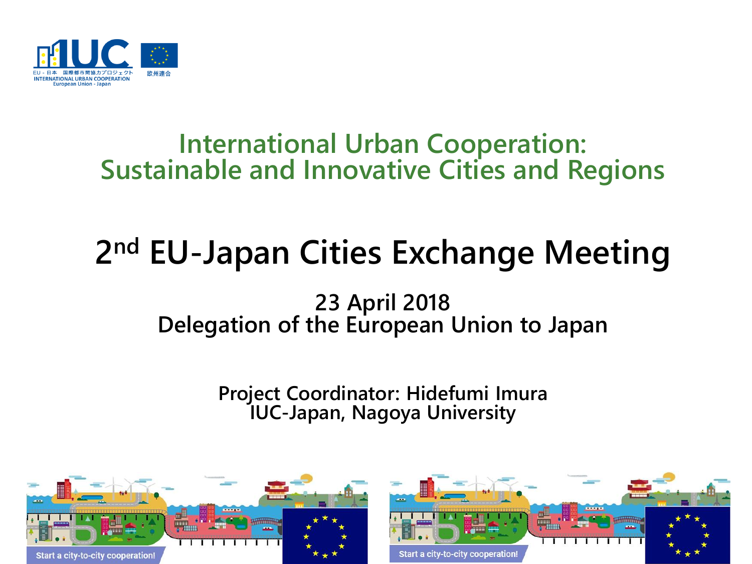# International Urban Cooperation: Sustainable and Innovative Cities and Regions

## 2nd EU-Japan Cities Exchange Meeting

**23 April 2018**
**Delegation of the European Union to Japan**

**Project Coordinator: Hidefumi Imura**
**IUC-Japan, Nagoya University**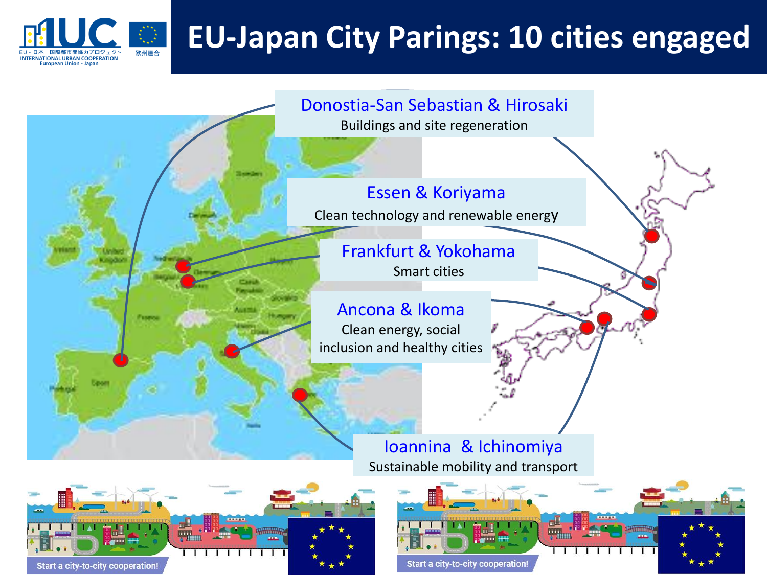# EU-Japan City Parings: 10 cities engaged

**Donostia-San Sebastian & Hirosaki**
Buildings and site regeneration

**Essen & Koriyama**
Clean technology and renewable energy

**Frankfurt & Yokohama**
Smart cities

**Ancona & Ikoma**
Clean energy, social inclusion and healthy cities

**Ioannina & Ichinomiya**
Sustainable mobility and transport

Start a city-to-city cooperation!

Start a city-to-city cooperation!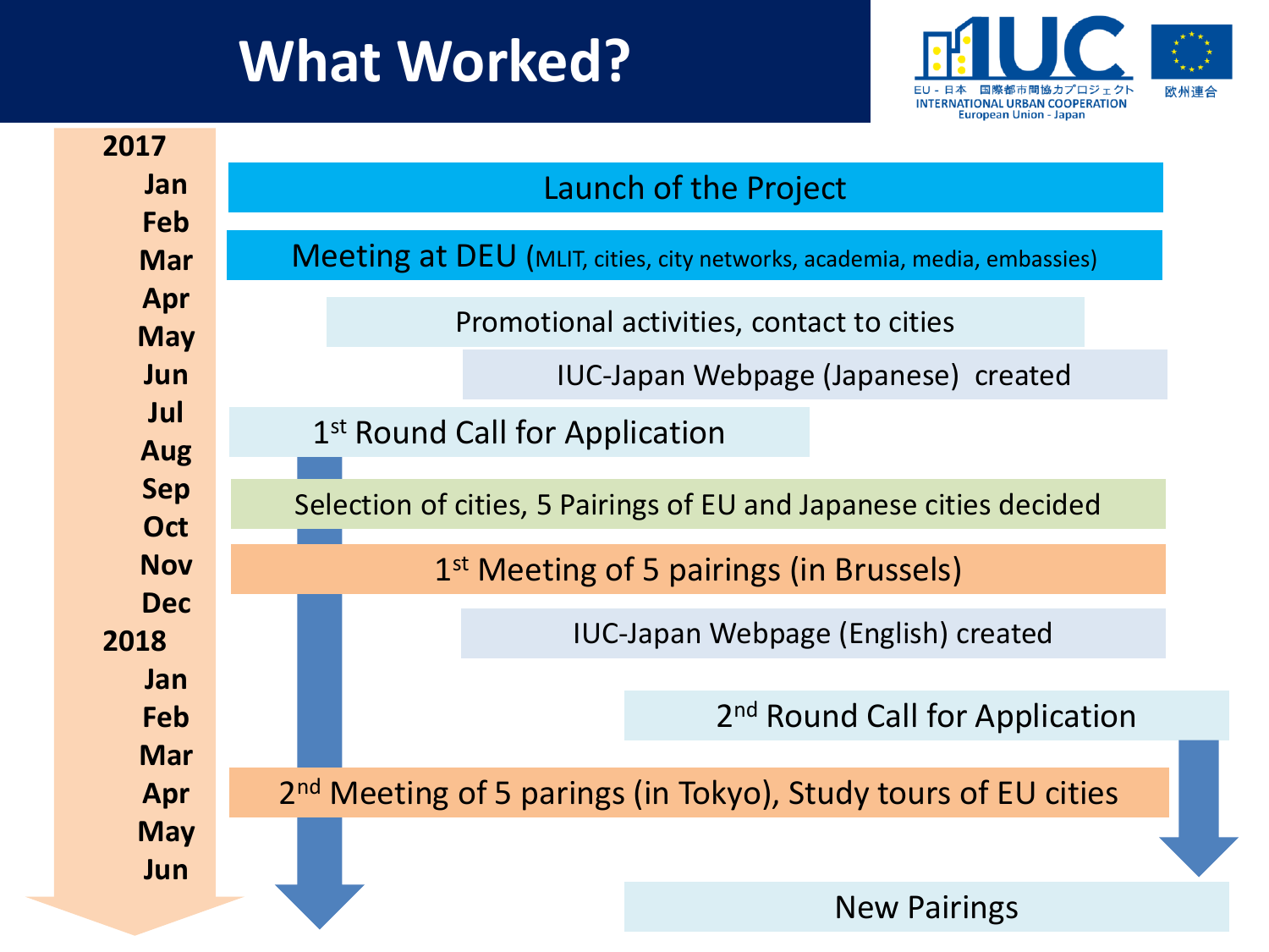# What Worked?

IUC EU - 日本 国際都市間協力プロジェクト INTERNATIONAL URBAN COOPERATION European Union - Japan

欧州連合

| Timeline | Activity |
|---|---|
| 2017 Jan | Launch of the Project |
| Feb | Meeting at DEU (MLIT, cities, city networks, academia, media, embassies) |
| Apr – May | Promotional activities, contact to cities |
| May – Jun | IUC-Japan Webpage (Japanese) created |
| Jul | 1st Round Call for Application |
| Sep | Selection of cities, 5 Pairings of EU and Japanese cities decided |
| Nov | 1st Meeting of 5 pairings (in Brussels) |
| Dec – 2018 | IUC-Japan Webpage (English) created |
| 2018 Feb | 2nd Round Call for Application |
| Apr | 2nd Meeting of 5 parings (in Tokyo), Study tours of EU cities |
| Jun | New Pairings |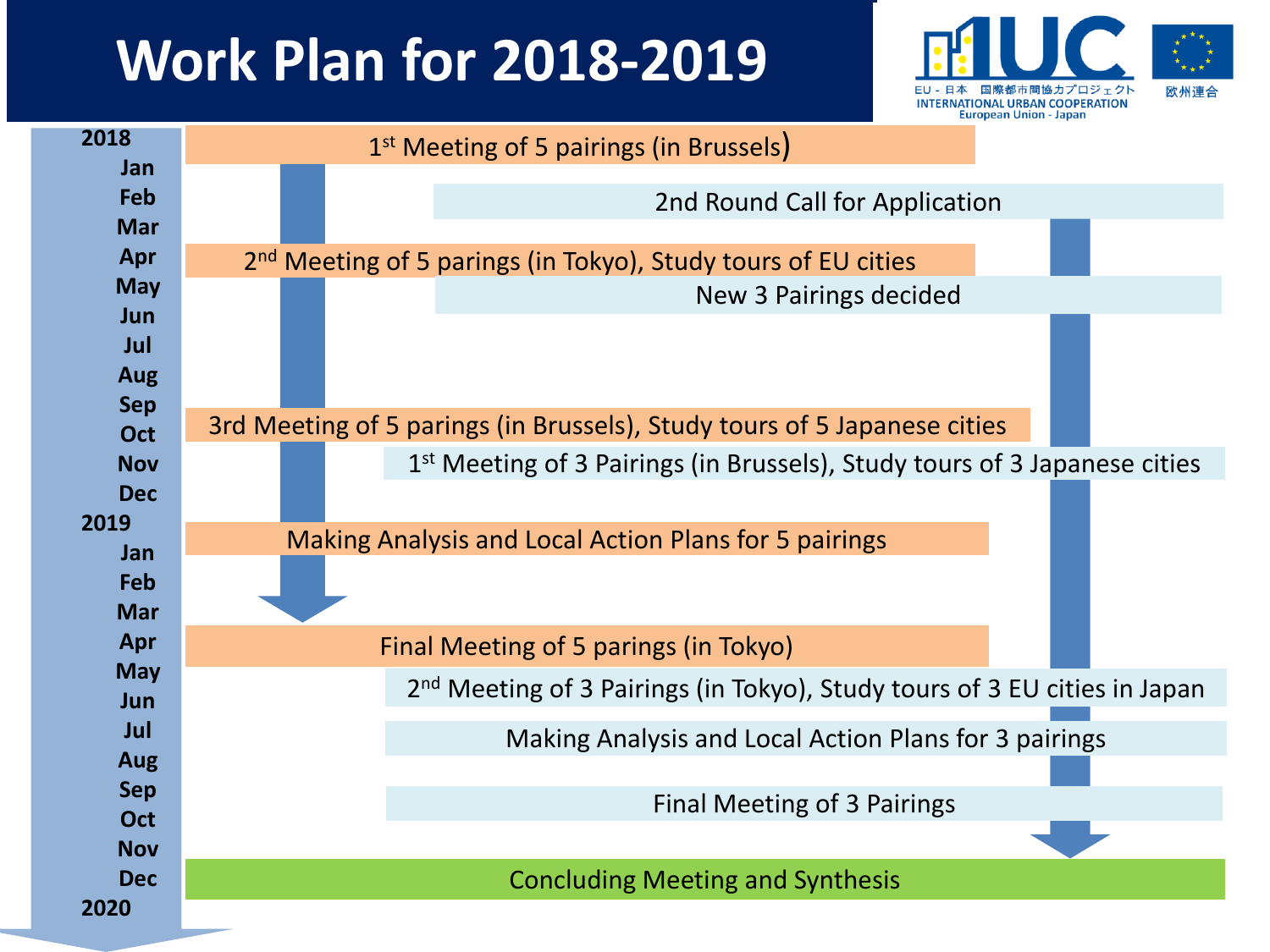# Work Plan for 2018-2019

EU - 日本 国際都市間協力プロジェクト
INTERNATIONAL URBAN COOPERATION
European Union - Japan
欧州連合

| Period | 5 Pairings | 3 Pairings |
| --- | --- | --- |
| 2018 Jan | 1st Meeting of 5 pairings (in Brussels) | |
| Feb–Mar | | 2nd Round Call for Application |
| Apr | 2nd Meeting of 5 parings (in Tokyo), Study tours of EU cities | |
| May | | New 3 Pairings decided |
| Oct | 3rd Meeting of 5 parings (in Brussels), Study tours of 5 Japanese cities | |
| Nov | | 1st Meeting of 3 Pairings (in Brussels), Study tours of 3 Japanese cities |
| 2019 Jan | Making Analysis and Local Action Plans for 5 pairings | |
| Apr | Final Meeting of 5 parings (in Tokyo) | |
| May | | 2nd Meeting of 3 Pairings (in Tokyo), Study tours of 3 EU cities in Japan |
| Jul | | Making Analysis and Local Action Plans for 3 pairings |
| Sep–Oct | | Final Meeting of 3 Pairings |
| Dec | Concluding Meeting and Synthesis | |
| 2020 | | |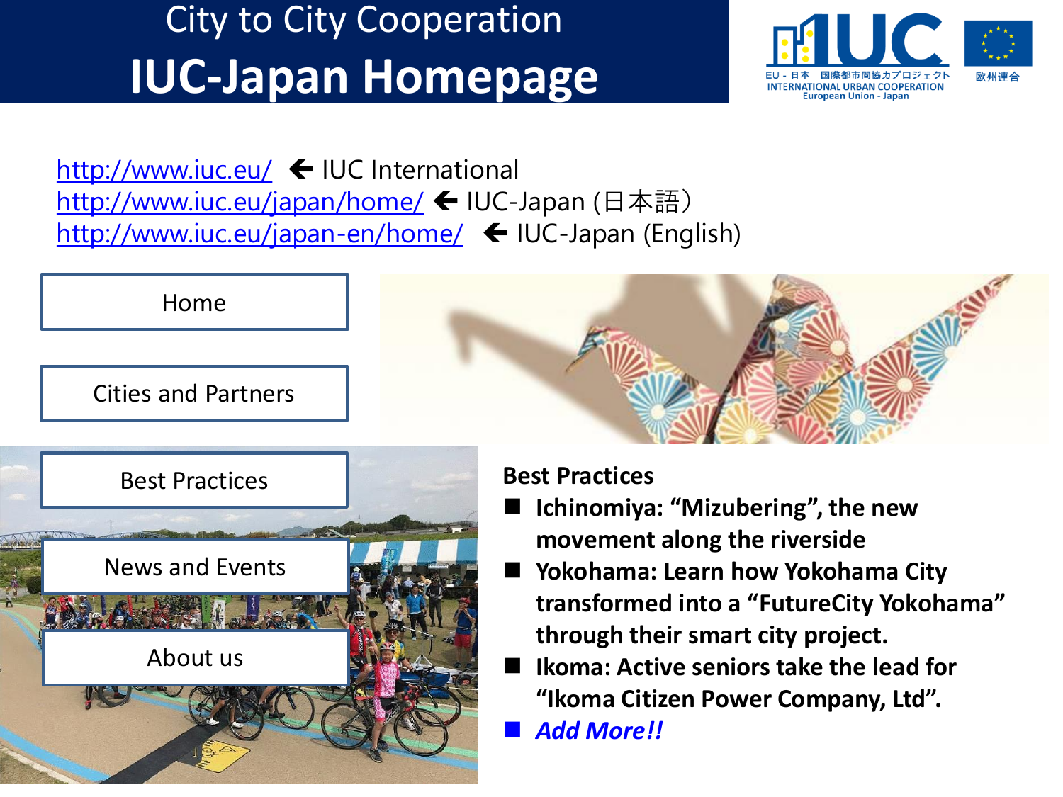# City to City Cooperation
# IUC-Japan Homepage

EU - 日本 国際都市間協力プロジェクト
INTERNATIONAL URBAN COOPERATION
European Union - Japan
欧州連合

http://www.iuc.eu/ ← IUC International
http://www.iuc.eu/japan/home/ ← IUC-Japan (日本語）
http://www.iuc.eu/japan-en/home/ ← IUC-Japan (English)

- Home
- Cities and Partners
- Best Practices
- News and Events
- About us

**Best Practices**

- **Ichinomiya: “Mizubering”, the new movement along the riverside**
- **Yokohama: Learn how Yokohama City transformed into a “FutureCity Yokohama” through their smart city project.**
- **Ikoma: Active seniors take the lead for “Ikoma Citizen Power Company, Ltd”.**
- ***Add More!!***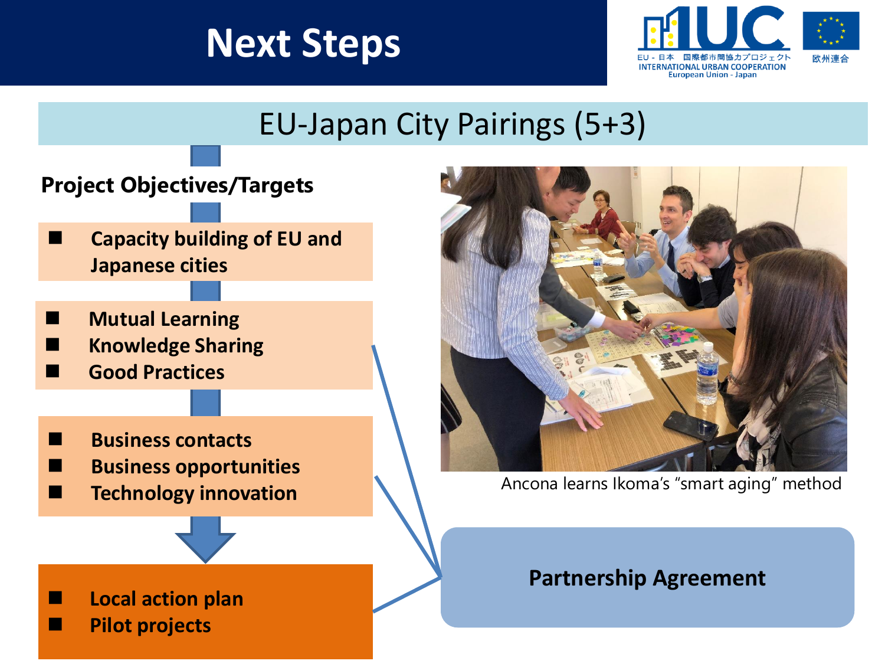# Next Steps

EU - 日本 国際都市間協力プロジェクト
INTERNATIONAL URBAN COOPERATION
European Union - Japan

欧州連合

## EU-Japan City Pairings (5+3)

**Project Objectives/Targets**

- **Capacity building of EU and Japanese cities**

- **Mutual Learning**
- **Knowledge Sharing**
- **Good Practices**

- **Business contacts**
- **Business opportunities**
- **Technology innovation**

- **Local action plan**
- **Pilot projects**

Ancona learns Ikoma's "smart aging" method

**Partnership Agreement**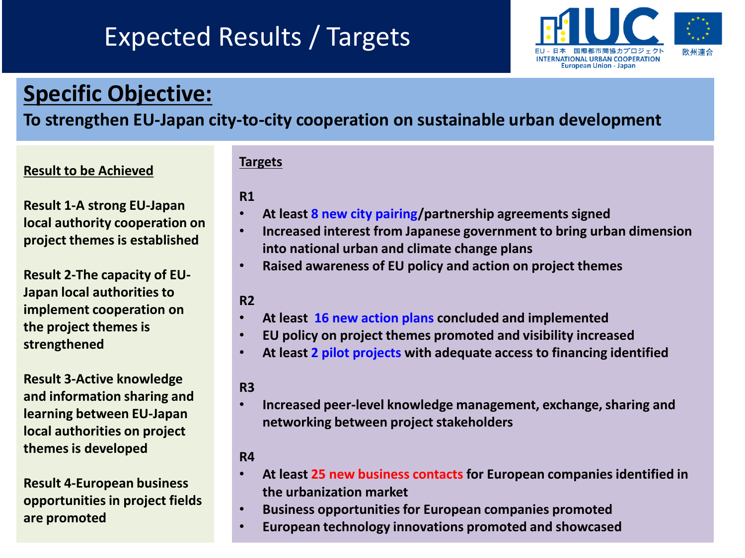# Expected Results / Targets

## Specific Objective:

**To strengthen EU-Japan city-to-city cooperation on sustainable urban development**

**Result to be Achieved**

**Result 1-A strong EU-Japan local authority cooperation on project themes is established**

**Result 2-The capacity of EU-Japan local authorities to implement cooperation on the project themes is strengthened**

**Result 3-Active knowledge and information sharing and learning between EU-Japan local authorities on project themes is developed**

**Result 4-European business opportunities in project fields are promoted**

**Targets**

**R1**

- **At least 8 new city pairing/partnership agreements signed**
- **Increased interest from Japanese government to bring urban dimension into national urban and climate change plans**
- **Raised awareness of EU policy and action on project themes**

**R2**

- **At least 16 new action plans concluded and implemented**
- **EU policy on project themes promoted and visibility increased**
- **At least 2 pilot projects with adequate access to financing identified**

**R3**

- **Increased peer-level knowledge management, exchange, sharing and networking between project stakeholders**

**R4**

- **At least 25 new business contacts for European companies identified in the urbanization market**
- **Business opportunities for European companies promoted**
- **European technology innovations promoted and showcased**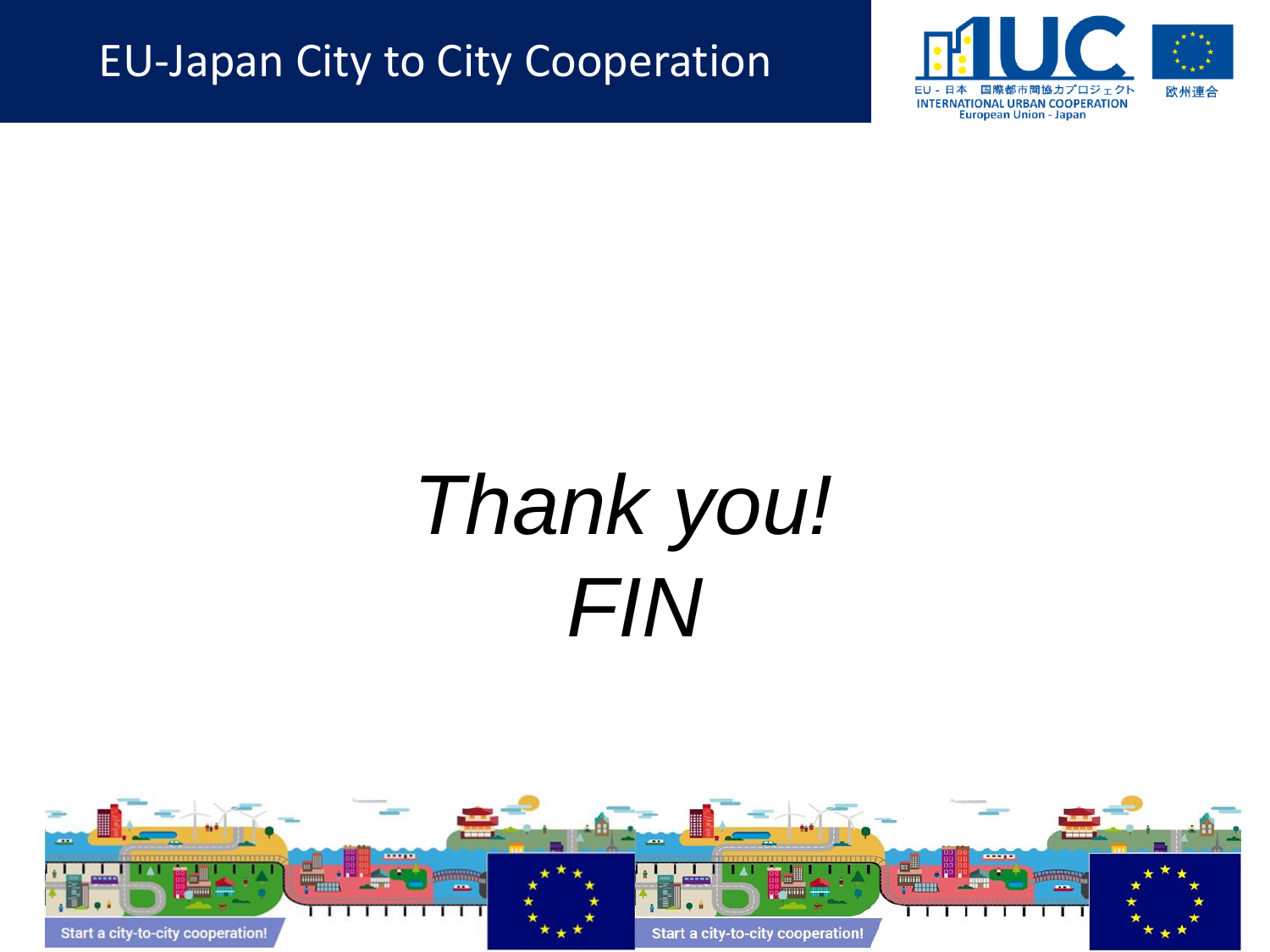# EU-Japan City to City Cooperation

*Thank you!*
*FIN*